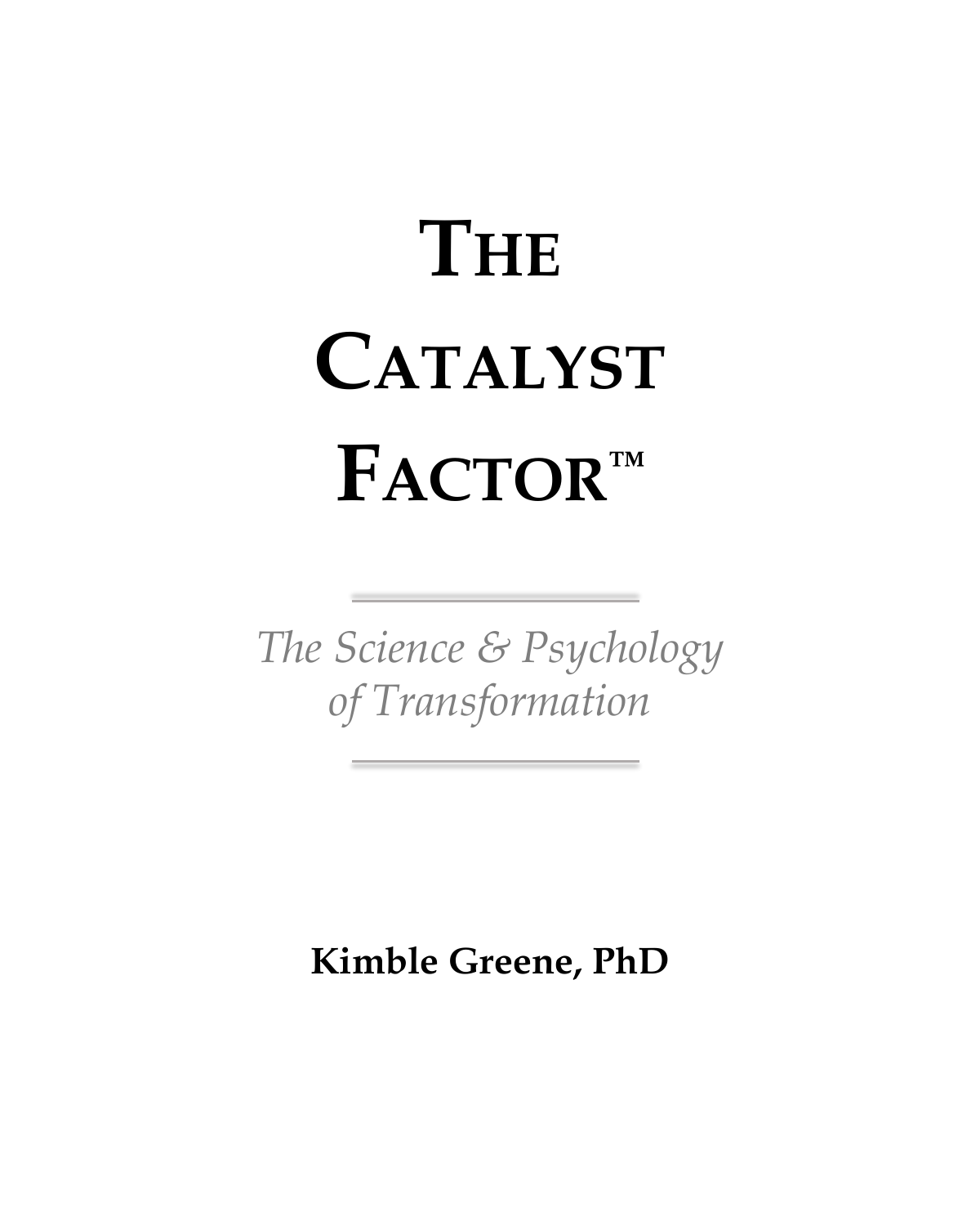# THE CATALYST FACTOR™

*The Science & Psychology of Transformation*

**Kimble Greene, PhD**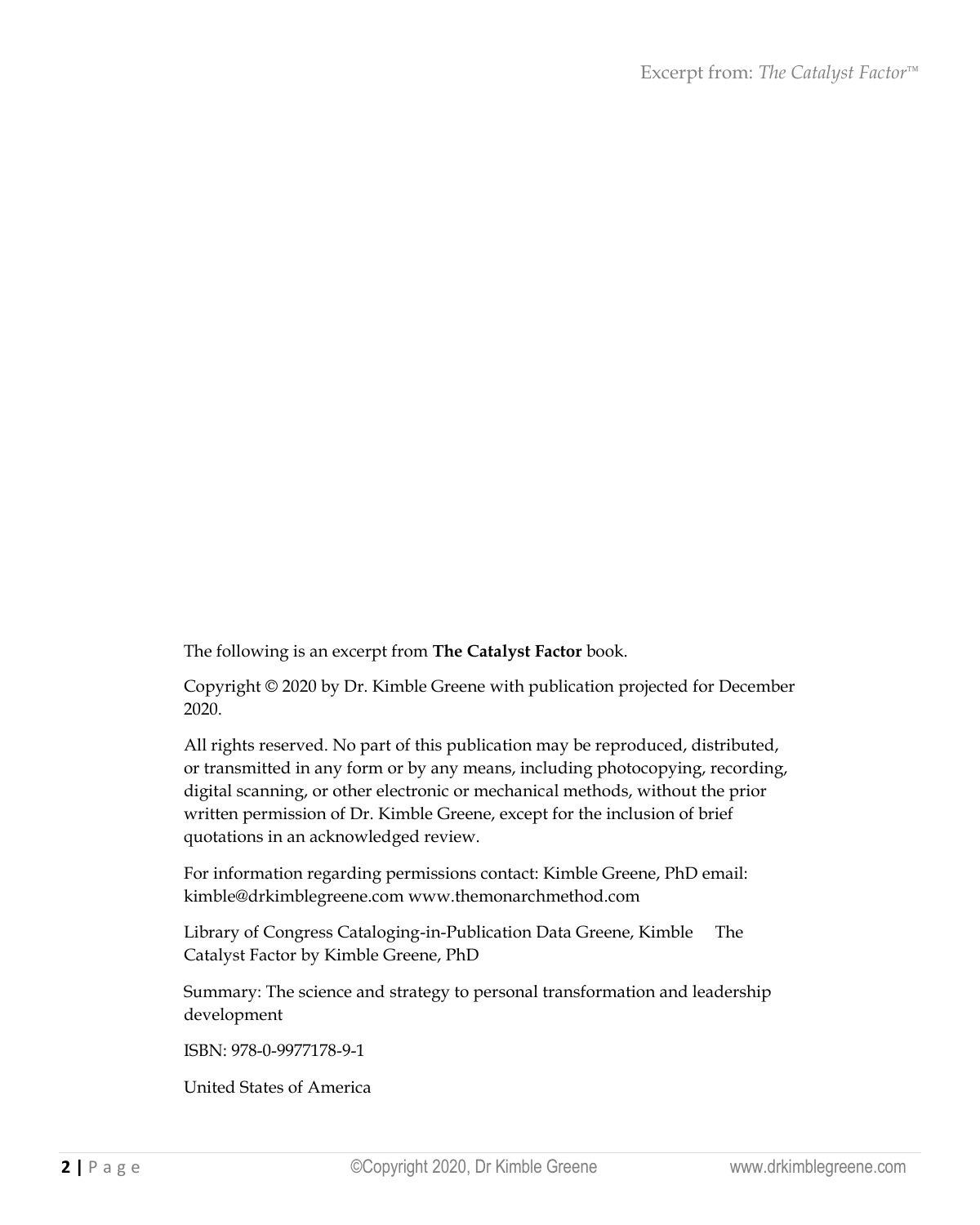The following is an excerpt from **The Catalyst Factor** book.

Copyright © 2020 by Dr. Kimble Greene with publication projected for December 2020.

All rights reserved. No part of this publication may be reproduced, distributed, or transmitted in any form or by any means, including photocopying, recording, digital scanning, or other electronic or mechanical methods, without the prior written permission of Dr. Kimble Greene, except for the inclusion of brief quotations in an acknowledged review.

For information regarding permissions contact: Kimble Greene, PhD email: kimble@drkimblegreene.com www.themonarchmethod.com

Library of Congress Cataloging-in-Publication Data Greene, Kimble  The Catalyst Factor by Kimble Greene, PhD

Summary: The science and strategy to personal transformation and leadership development

ISBN: 978-0-9977178-9-1

United States of America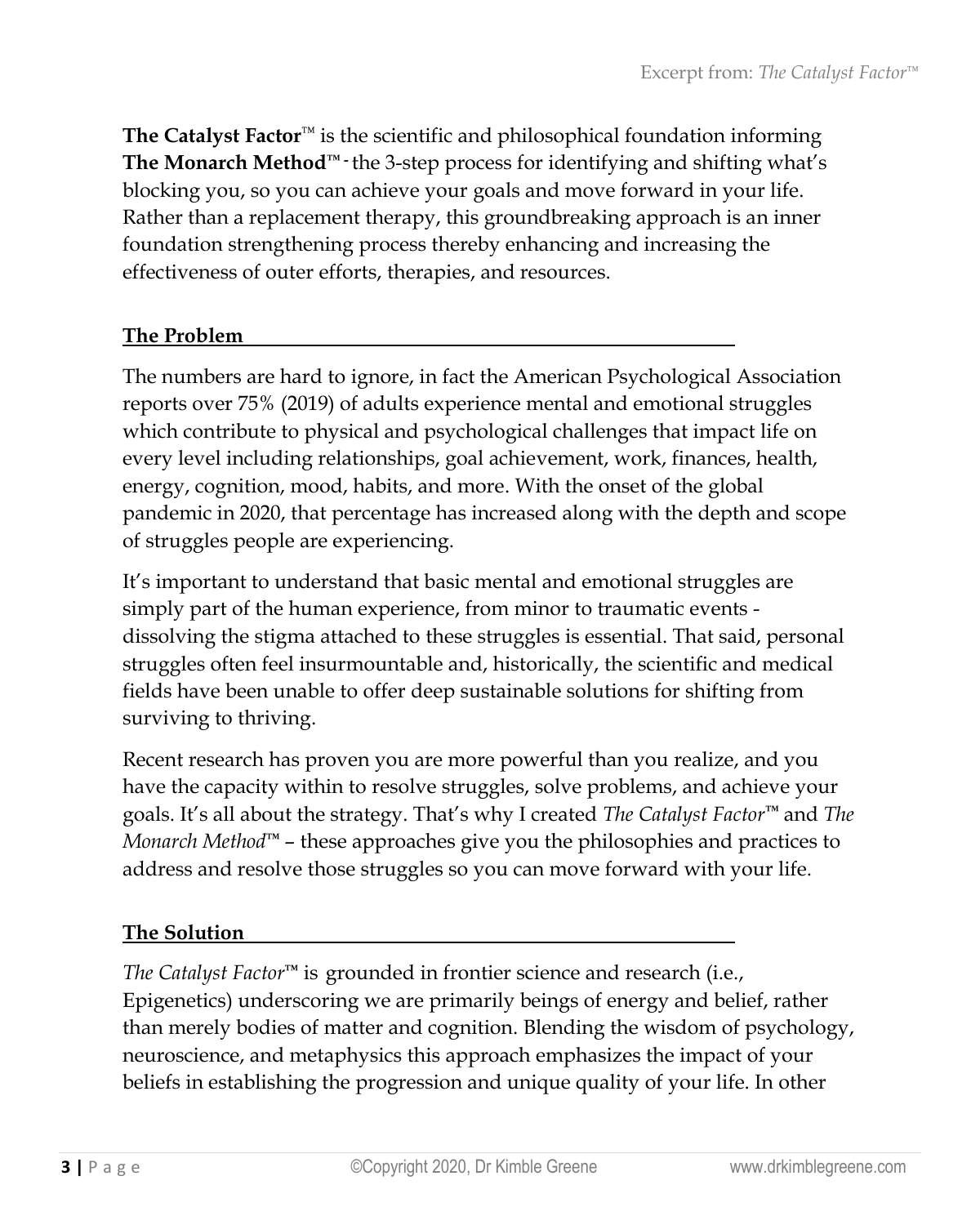**The Catalyst Factor**™ is the scientific and philosophical foundation informing **The Monarch Method**™ - the 3-step process for identifying and shifting what's blocking you, so you can achieve your goals and move forward in your life. Rather than a replacement therapy, this groundbreaking approach is an inner foundation strengthening process thereby enhancing and increasing the effectiveness of outer efforts, therapies, and resources.

## **The Problem**

The numbers are hard to ignore, in fact the American Psychological Association reports over 75% (2019) of adults experience mental and emotional struggles which contribute to physical and psychological challenges that impact life on every level including relationships, goal achievement, work, finances, health, energy, cognition, mood, habits, and more. With the onset of the global pandemic in 2020, that percentage has increased along with the depth and scope of struggles people are experiencing.

It's important to understand that basic mental and emotional struggles are simply part of the human experience, from minor to traumatic events - dissolving the stigma attached to these struggles is essential. That said, personal struggles often feel insurmountable and, historically, the scientific and medical fields have been unable to offer deep sustainable solutions for shifting from surviving to thriving.

Recent research has proven you are more powerful than you realize, and you have the capacity within to resolve struggles, solve problems, and achieve your goals. It's all about the strategy. That's why I created *The Catalyst Factor*™ and *The Monarch Method*™ – these approaches give you the philosophies and practices to address and resolve those struggles so you can move forward with your life.

## **The Solution**

*The Catalyst Factor*™ is grounded in frontier science and research (i.e., Epigenetics) underscoring we are primarily beings of energy and belief, rather than merely bodies of matter and cognition. Blending the wisdom of psychology, neuroscience, and metaphysics this approach emphasizes the impact of your beliefs in establishing the progression and unique quality of your life. In other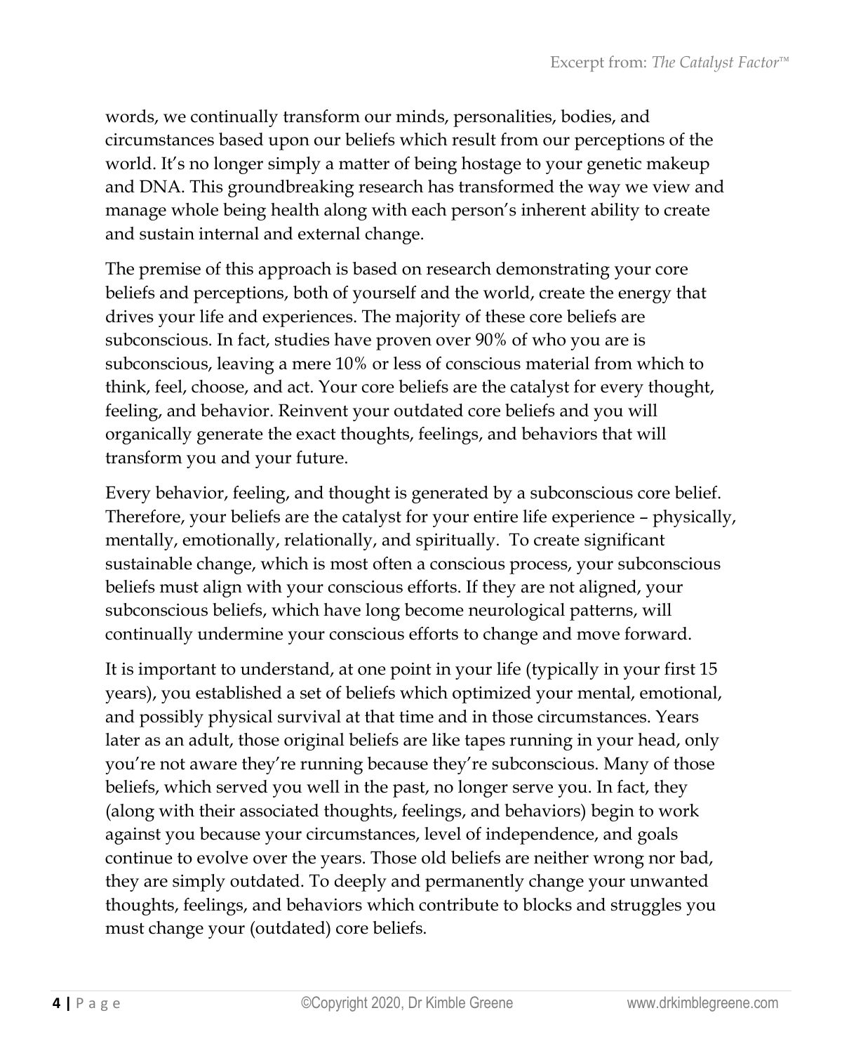words, we continually transform our minds, personalities, bodies, and circumstances based upon our beliefs which result from our perceptions of the world. It's no longer simply a matter of being hostage to your genetic makeup and DNA. This groundbreaking research has transformed the way we view and manage whole being health along with each person's inherent ability to create and sustain internal and external change.

The premise of this approach is based on research demonstrating your core beliefs and perceptions, both of yourself and the world, create the energy that drives your life and experiences. The majority of these core beliefs are subconscious. In fact, studies have proven over 90% of who you are is subconscious, leaving a mere 10% or less of conscious material from which to think, feel, choose, and act. Your core beliefs are the catalyst for every thought, feeling, and behavior. Reinvent your outdated core beliefs and you will organically generate the exact thoughts, feelings, and behaviors that will transform you and your future.

Every behavior, feeling, and thought is generated by a subconscious core belief. Therefore, your beliefs are the catalyst for your entire life experience – physically, mentally, emotionally, relationally, and spiritually. To create significant sustainable change, which is most often a conscious process, your subconscious beliefs must align with your conscious efforts. If they are not aligned, your subconscious beliefs, which have long become neurological patterns, will continually undermine your conscious efforts to change and move forward.

It is important to understand, at one point in your life (typically in your first 15 years), you established a set of beliefs which optimized your mental, emotional, and possibly physical survival at that time and in those circumstances. Years later as an adult, those original beliefs are like tapes running in your head, only you're not aware they're running because they're subconscious. Many of those beliefs, which served you well in the past, no longer serve you. In fact, they (along with their associated thoughts, feelings, and behaviors) begin to work against you because your circumstances, level of independence, and goals continue to evolve over the years. Those old beliefs are neither wrong nor bad, they are simply outdated. To deeply and permanently change your unwanted thoughts, feelings, and behaviors which contribute to blocks and struggles you must change your (outdated) core beliefs.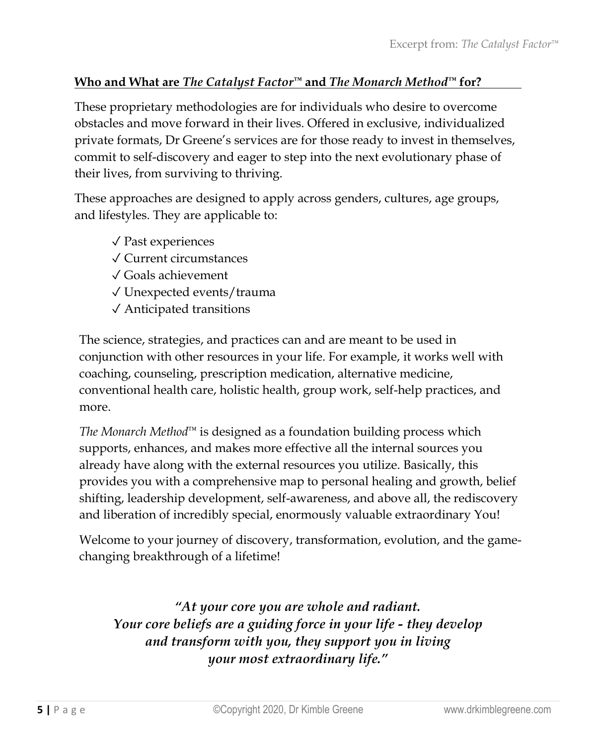## Who and What are *The Catalyst Factor*™ and *The Monarch Method*™ for?

These proprietary methodologies are for individuals who desire to overcome obstacles and move forward in their lives. Offered in exclusive, individualized private formats, Dr Greene's services are for those ready to invest in themselves, commit to self-discovery and eager to step into the next evolutionary phase of their lives, from surviving to thriving.

These approaches are designed to apply across genders, cultures, age groups, and lifestyles. They are applicable to:

- ✓ Past experiences
- ✓ Current circumstances
- ✓ Goals achievement
- ✓ Unexpected events/trauma
- ✓ Anticipated transitions

The science, strategies, and practices can and are meant to be used in conjunction with other resources in your life. For example, it works well with coaching, counseling, prescription medication, alternative medicine, conventional health care, holistic health, group work, self-help practices, and more.

*The Monarch Method*™ is designed as a foundation building process which supports, enhances, and makes more effective all the internal sources you already have along with the external resources you utilize. Basically, this provides you with a comprehensive map to personal healing and growth, belief shifting, leadership development, self-awareness, and above all, the rediscovery and liberation of incredibly special, enormously valuable extraordinary You!

Welcome to your journey of discovery, transformation, evolution, and the game-changing breakthrough of a lifetime!

***"At your core you are whole and radiant. Your core beliefs are a guiding force in your life - they develop and transform with you, they support you in living your most extraordinary life."***